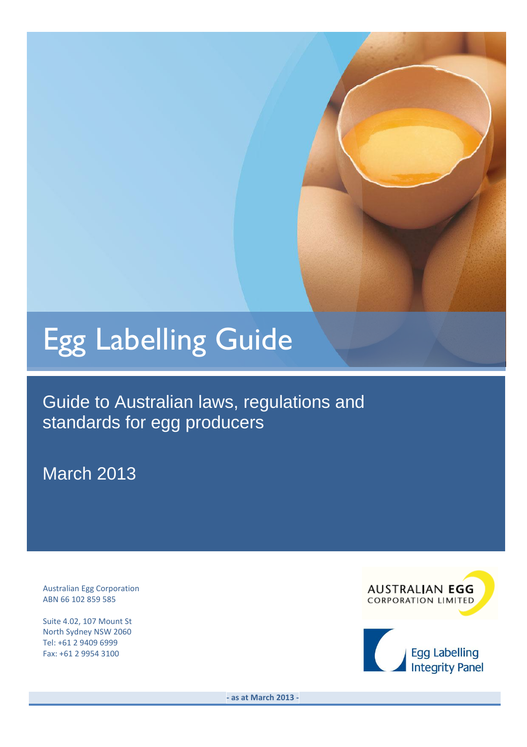# Egg Labelling Guide

## Guide to Australian laws, regulations and standards for egg producers

March 2013

Australian Egg Corporation
ABN 66 102 859 585

Suite 4.02, 107 Mount St
North Sydney NSW 2060
Tel: +61 2 9409 6999
Fax: +61 2 9954 3100

AUSTRALIAN EGG CORPORATION LIMITED

Egg Labelling Integrity Panel

- as at March 2013 -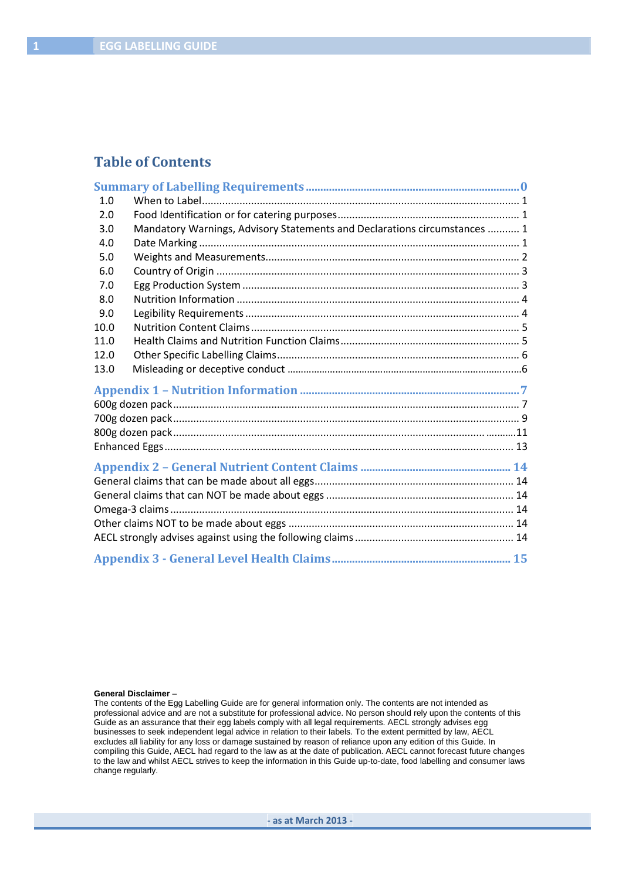# Table of Contents

**Summary of Labelling Requirements** ........ 0

| | | |
|---|---|---|
| 1.0 | When to Label | 1 |
| 2.0 | Food Identification or for catering purposes | 1 |
| 3.0 | Mandatory Warnings, Advisory Statements and Declarations circumstances | 1 |
| 4.0 | Date Marking | 1 |
| 5.0 | Weights and Measurements | 2 |
| 6.0 | Country of Origin | 3 |
| 7.0 | Egg Production System | 3 |
| 8.0 | Nutrition Information | 4 |
| 9.0 | Legibility Requirements | 4 |
| 10.0 | Nutrition Content Claims | 5 |
| 11.0 | Health Claims and Nutrition Function Claims | 5 |
| 12.0 | Other Specific Labelling Claims | 6 |
| 13.0 | Misleading or deceptive conduct | 6 |

**Appendix 1 – Nutrition Information** ........ 7

- 600g dozen pack ........ 7
- 700g dozen pack ........ 9
- 800g dozen pack ........ 11
- Enhanced Eggs ........ 13

**Appendix 2 – General Nutrient Content Claims** ........ 14

- General claims that can be made about all eggs ........ 14
- General claims that can NOT be made about eggs ........ 14
- Omega-3 claims ........ 14
- Other claims NOT to be made about eggs ........ 14
- AECL strongly advises against using the following claims ........ 14

**Appendix 3 - General Level Health Claims** ........ 15

**General Disclaimer** –
The contents of the Egg Labelling Guide are for general information only. The contents are not intended as professional advice and are not a substitute for professional advice. No person should rely upon the contents of this Guide as an assurance that their egg labels comply with all legal requirements. AECL strongly advises egg businesses to seek independent legal advice in relation to their labels. To the extent permitted by law, AECL excludes all liability for any loss or damage sustained by reason of reliance upon any edition of this Guide. In compiling this Guide, AECL had regard to the law as at the date of publication. AECL cannot forecast future changes to the law and whilst AECL strives to keep the information in this Guide up-to-date, food labelling and consumer laws change regularly.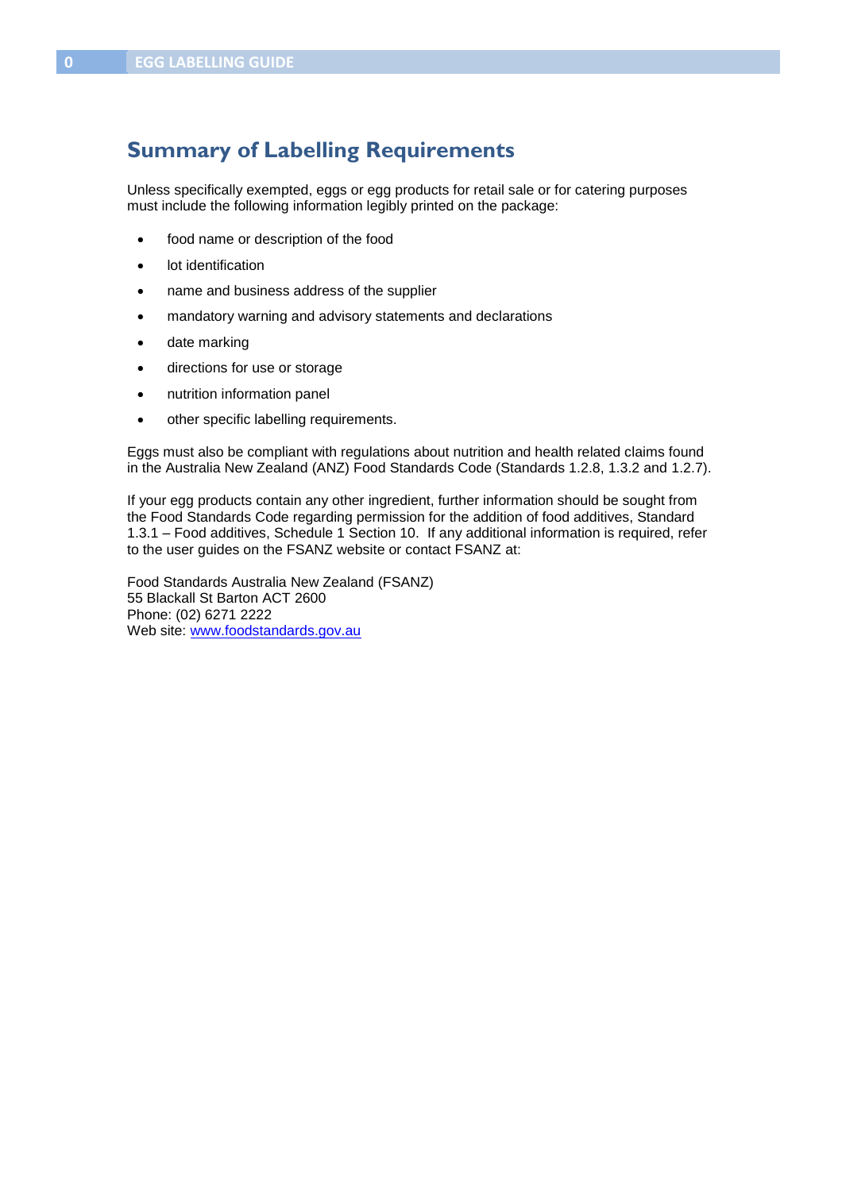## Summary of Labelling Requirements

Unless specifically exempted, eggs or egg products for retail sale or for catering purposes must include the following information legibly printed on the package:

- food name or description of the food
- lot identification
- name and business address of the supplier
- mandatory warning and advisory statements and declarations
- date marking
- directions for use or storage
- nutrition information panel
- other specific labelling requirements.

Eggs must also be compliant with regulations about nutrition and health related claims found in the Australia New Zealand (ANZ) Food Standards Code (Standards 1.2.8, 1.3.2 and 1.2.7).

If your egg products contain any other ingredient, further information should be sought from the Food Standards Code regarding permission for the addition of food additives, Standard 1.3.1 – Food additives, Schedule 1 Section 10. If any additional information is required, refer to the user guides on the FSANZ website or contact FSANZ at:

Food Standards Australia New Zealand (FSANZ)
55 Blackall St Barton ACT 2600
Phone: (02) 6271 2222
Web site: www.foodstandards.gov.au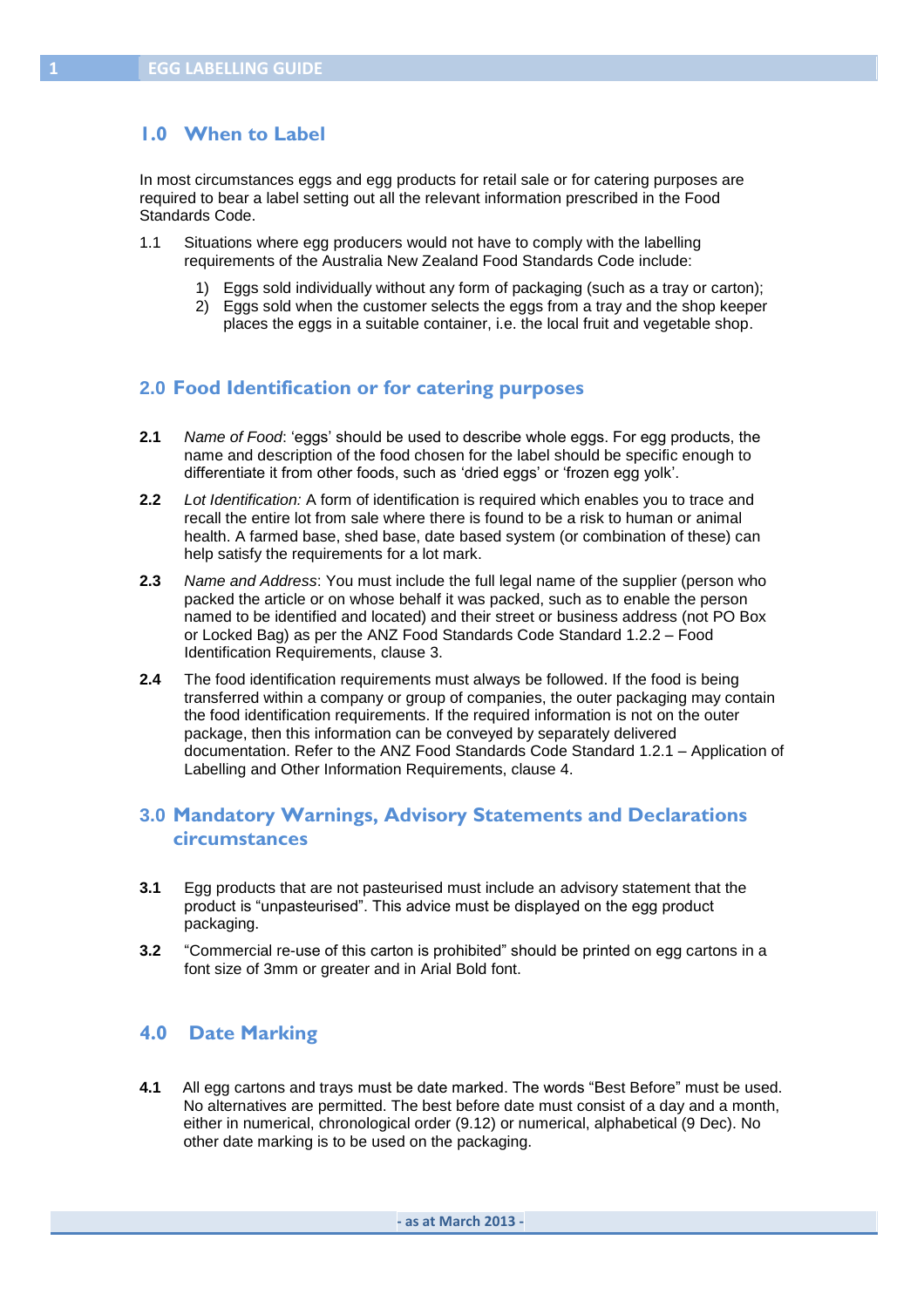## 1.0 When to Label

In most circumstances eggs and egg products for retail sale or for catering purposes are required to bear a label setting out all the relevant information prescribed in the Food Standards Code.

1.1 Situations where egg producers would not have to comply with the labelling requirements of the Australia New Zealand Food Standards Code include:

1) Eggs sold individually without any form of packaging (such as a tray or carton);
2) Eggs sold when the customer selects the eggs from a tray and the shop keeper places the eggs in a suitable container, i.e. the local fruit and vegetable shop.

## 2.0 Food Identification or for catering purposes

**2.1** *Name of Food*: 'eggs' should be used to describe whole eggs. For egg products, the name and description of the food chosen for the label should be specific enough to differentiate it from other foods, such as 'dried eggs' or 'frozen egg yolk'.

**2.2** *Lot Identification:* A form of identification is required which enables you to trace and recall the entire lot from sale where there is found to be a risk to human or animal health. A farmed base, shed base, date based system (or combination of these) can help satisfy the requirements for a lot mark.

**2.3** *Name and Address*: You must include the full legal name of the supplier (person who packed the article or on whose behalf it was packed, such as to enable the person named to be identified and located) and their street or business address (not PO Box or Locked Bag) as per the ANZ Food Standards Code Standard 1.2.2 – Food Identification Requirements, clause 3.

**2.4** The food identification requirements must always be followed. If the food is being transferred within a company or group of companies, the outer packaging may contain the food identification requirements. If the required information is not on the outer package, then this information can be conveyed by separately delivered documentation. Refer to the ANZ Food Standards Code Standard 1.2.1 – Application of Labelling and Other Information Requirements, clause 4.

## 3.0 Mandatory Warnings, Advisory Statements and Declarations circumstances

**3.1** Egg products that are not pasteurised must include an advisory statement that the product is "unpasteurised". This advice must be displayed on the egg product packaging.

**3.2** "Commercial re-use of this carton is prohibited" should be printed on egg cartons in a font size of 3mm or greater and in Arial Bold font.

## 4.0 Date Marking

**4.1** All egg cartons and trays must be date marked. The words "Best Before" must be used. No alternatives are permitted. The best before date must consist of a day and a month, either in numerical, chronological order (9.12) or numerical, alphabetical (9 Dec). No other date marking is to be used on the packaging.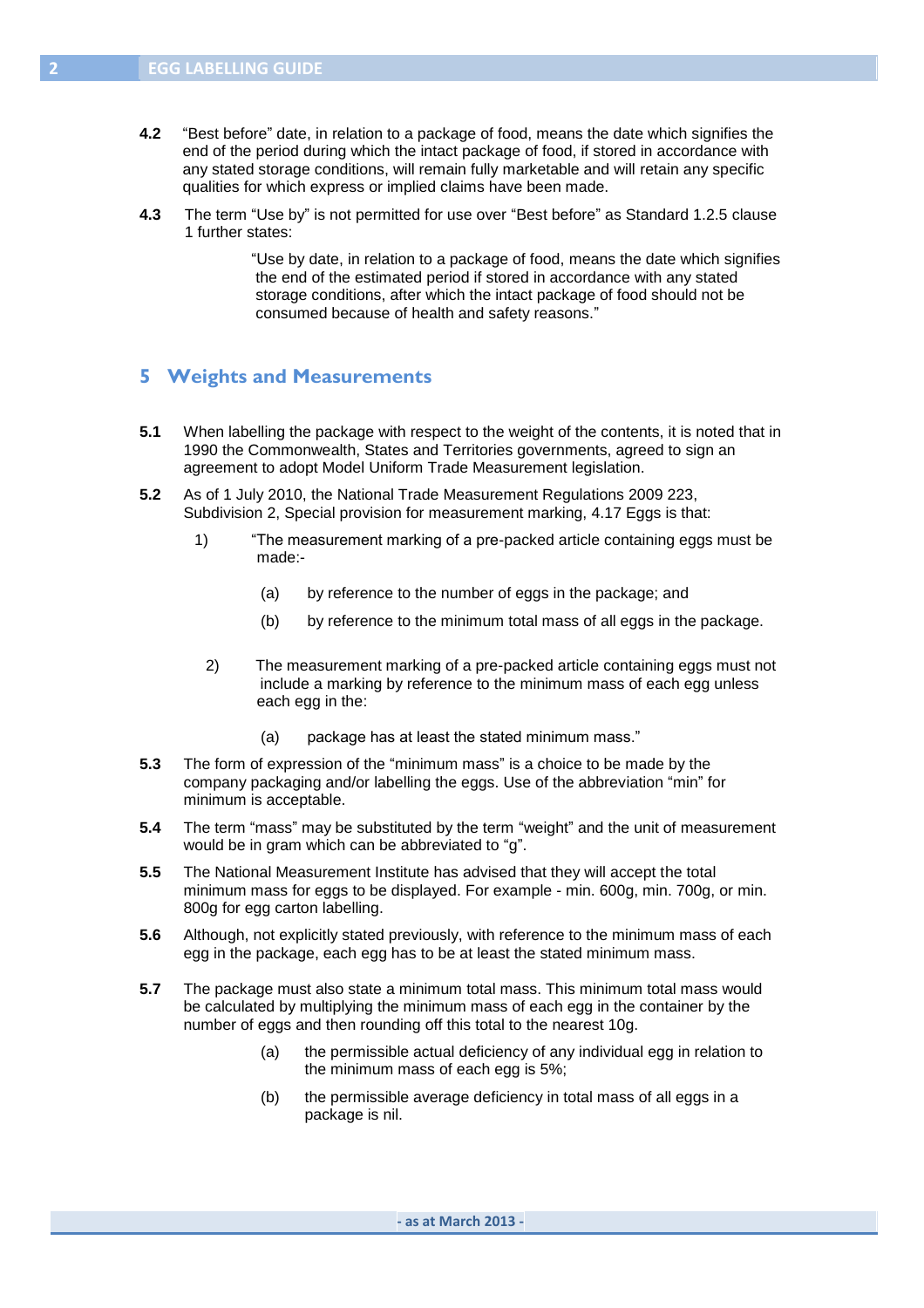**4.2** "Best before" date, in relation to a package of food, means the date which signifies the end of the period during which the intact package of food, if stored in accordance with any stated storage conditions, will remain fully marketable and will retain any specific qualities for which express or implied claims have been made.

**4.3** The term "Use by" is not permitted for use over "Best before" as Standard 1.2.5 clause 1 further states:

> "Use by date, in relation to a package of food, means the date which signifies the end of the estimated period if stored in accordance with any stated storage conditions, after which the intact package of food should not be consumed because of health and safety reasons."

## 5 Weights and Measurements

**5.1** When labelling the package with respect to the weight of the contents, it is noted that in 1990 the Commonwealth, States and Territories governments, agreed to sign an agreement to adopt Model Uniform Trade Measurement legislation.

**5.2** As of 1 July 2010, the National Trade Measurement Regulations 2009 223, Subdivision 2, Special provision for measurement marking, 4.17 Eggs is that:

1) "The measurement marking of a pre-packed article containing eggs must be made:-

   (a) by reference to the number of eggs in the package; and

   (b) by reference to the minimum total mass of all eggs in the package.

2) The measurement marking of a pre-packed article containing eggs must not include a marking by reference to the minimum mass of each egg unless each egg in the:

   (a) package has at least the stated minimum mass."

**5.3** The form of expression of the "minimum mass" is a choice to be made by the company packaging and/or labelling the eggs. Use of the abbreviation "min" for minimum is acceptable.

**5.4** The term "mass" may be substituted by the term "weight" and the unit of measurement would be in gram which can be abbreviated to "g".

**5.5** The National Measurement Institute has advised that they will accept the total minimum mass for eggs to be displayed. For example - min. 600g, min. 700g, or min. 800g for egg carton labelling.

**5.6** Although, not explicitly stated previously, with reference to the minimum mass of each egg in the package, each egg has to be at least the stated minimum mass.

**5.7** The package must also state a minimum total mass. This minimum total mass would be calculated by multiplying the minimum mass of each egg in the container by the number of eggs and then rounding off this total to the nearest 10g.

   (a) the permissible actual deficiency of any individual egg in relation to the minimum mass of each egg is 5%;

   (b) the permissible average deficiency in total mass of all eggs in a package is nil.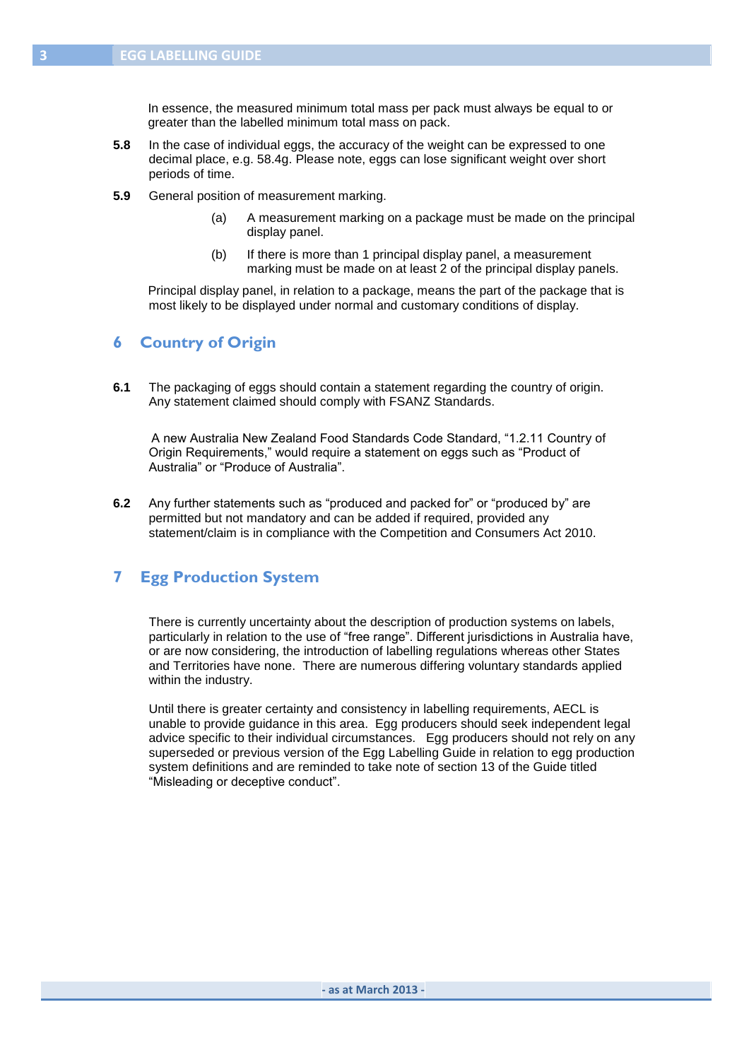In essence, the measured minimum total mass per pack must always be equal to or greater than the labelled minimum total mass on pack.

**5.8** In the case of individual eggs, the accuracy of the weight can be expressed to one decimal place, e.g. 58.4g. Please note, eggs can lose significant weight over short periods of time.

**5.9** General position of measurement marking.

(a) A measurement marking on a package must be made on the principal display panel.

(b) If there is more than 1 principal display panel, a measurement marking must be made on at least 2 of the principal display panels.

Principal display panel, in relation to a package, means the part of the package that is most likely to be displayed under normal and customary conditions of display.

## 6 Country of Origin

**6.1** The packaging of eggs should contain a statement regarding the country of origin. Any statement claimed should comply with FSANZ Standards.

A new Australia New Zealand Food Standards Code Standard, "1.2.11 Country of Origin Requirements," would require a statement on eggs such as "Product of Australia" or "Produce of Australia".

**6.2** Any further statements such as "produced and packed for" or "produced by" are permitted but not mandatory and can be added if required, provided any statement/claim is in compliance with the Competition and Consumers Act 2010.

## 7 Egg Production System

There is currently uncertainty about the description of production systems on labels, particularly in relation to the use of "free range". Different jurisdictions in Australia have, or are now considering, the introduction of labelling regulations whereas other States and Territories have none. There are numerous differing voluntary standards applied within the industry.

Until there is greater certainty and consistency in labelling requirements, AECL is unable to provide guidance in this area. Egg producers should seek independent legal advice specific to their individual circumstances. Egg producers should not rely on any superseded or previous version of the Egg Labelling Guide in relation to egg production system definitions and are reminded to take note of section 13 of the Guide titled "Misleading or deceptive conduct".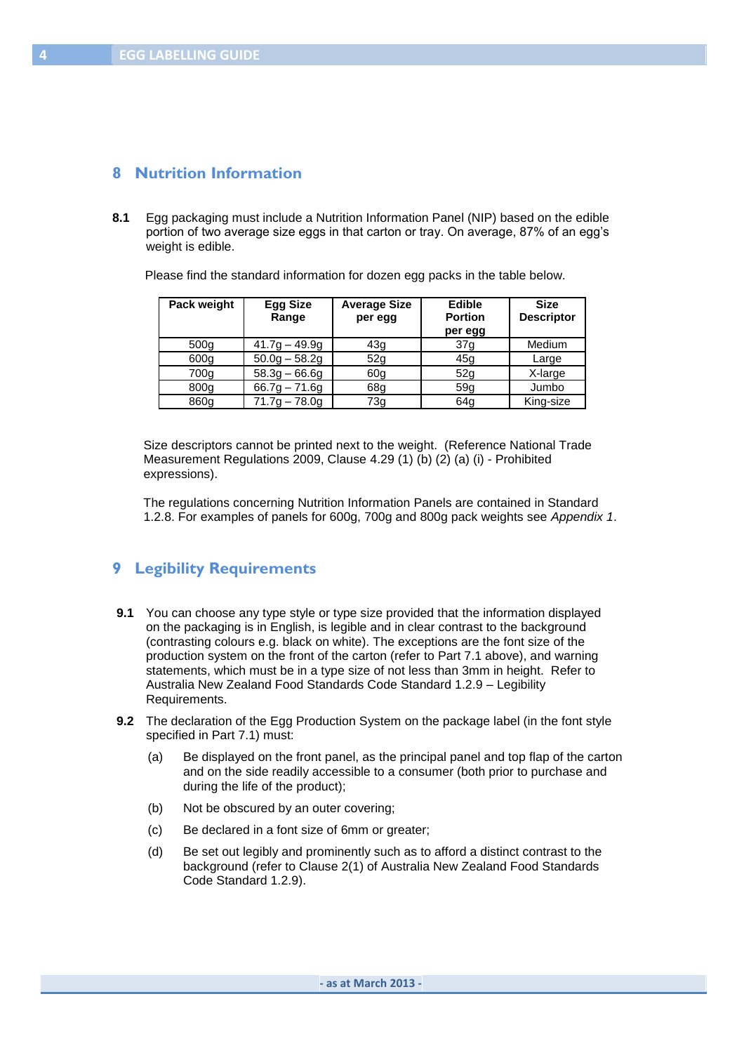## 8 Nutrition Information

**8.1** Egg packaging must include a Nutrition Information Panel (NIP) based on the edible portion of two average size eggs in that carton or tray. On average, 87% of an egg's weight is edible.

Please find the standard information for dozen egg packs in the table below.

| Pack weight | Egg Size Range | Average Size per egg | Edible Portion per egg | Size Descriptor |
|---|---|---|---|---|
| 500g | 41.7g – 49.9g | 43g | 37g | Medium |
| 600g | 50.0g – 58.2g | 52g | 45g | Large |
| 700g | 58.3g – 66.6g | 60g | 52g | X-large |
| 800g | 66.7g – 71.6g | 68g | 59g | Jumbo |
| 860g | 71.7g – 78.0g | 73g | 64g | King-size |

Size descriptors cannot be printed next to the weight. (Reference National Trade Measurement Regulations 2009, Clause 4.29 (1) (b) (2) (a) (i) - Prohibited expressions).

The regulations concerning Nutrition Information Panels are contained in Standard 1.2.8. For examples of panels for 600g, 700g and 800g pack weights see *Appendix 1*.

## 9 Legibility Requirements

**9.1** You can choose any type style or type size provided that the information displayed on the packaging is in English, is legible and in clear contrast to the background (contrasting colours e.g. black on white). The exceptions are the font size of the production system on the front of the carton (refer to Part 7.1 above), and warning statements, which must be in a type size of not less than 3mm in height. Refer to Australia New Zealand Food Standards Code Standard 1.2.9 – Legibility Requirements.

**9.2** The declaration of the Egg Production System on the package label (in the font style specified in Part 7.1) must:

(a) Be displayed on the front panel, as the principal panel and top flap of the carton and on the side readily accessible to a consumer (both prior to purchase and during the life of the product);

(b) Not be obscured by an outer covering;

(c) Be declared in a font size of 6mm or greater;

(d) Be set out legibly and prominently such as to afford a distinct contrast to the background (refer to Clause 2(1) of Australia New Zealand Food Standards Code Standard 1.2.9).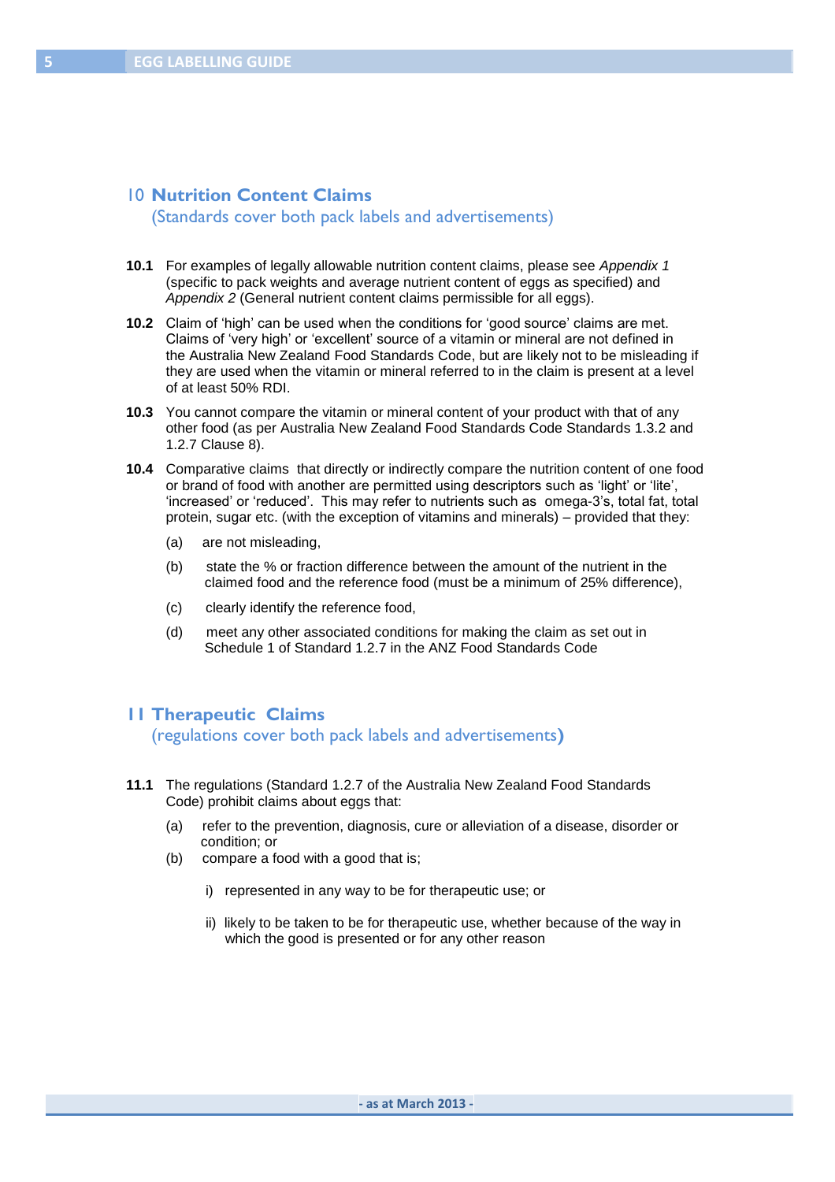## 10 Nutrition Content Claims

(Standards cover both pack labels and advertisements)

**10.1** For examples of legally allowable nutrition content claims, please see *Appendix 1* (specific to pack weights and average nutrient content of eggs as specified) and *Appendix 2* (General nutrient content claims permissible for all eggs).

**10.2** Claim of 'high' can be used when the conditions for 'good source' claims are met. Claims of 'very high' or 'excellent' source of a vitamin or mineral are not defined in the Australia New Zealand Food Standards Code, but are likely not to be misleading if they are used when the vitamin or mineral referred to in the claim is present at a level of at least 50% RDI.

**10.3** You cannot compare the vitamin or mineral content of your product with that of any other food (as per Australia New Zealand Food Standards Code Standards 1.3.2 and 1.2.7 Clause 8).

**10.4** Comparative claims that directly or indirectly compare the nutrition content of one food or brand of food with another are permitted using descriptors such as 'light' or 'lite', 'increased' or 'reduced'. This may refer to nutrients such as omega-3's, total fat, total protein, sugar etc. (with the exception of vitamins and minerals) – provided that they:

- (a) are not misleading,
- (b) state the % or fraction difference between the amount of the nutrient in the claimed food and the reference food (must be a minimum of 25% difference),
- (c) clearly identify the reference food,
- (d) meet any other associated conditions for making the claim as set out in Schedule 1 of Standard 1.2.7 in the ANZ Food Standards Code

## 11 Therapeutic Claims

(regulations cover both pack labels and advertisements)

**11.1** The regulations (Standard 1.2.7 of the Australia New Zealand Food Standards Code) prohibit claims about eggs that:

- (a) refer to the prevention, diagnosis, cure or alleviation of a disease, disorder or condition; or
- (b) compare a food with a good that is;
    - i) represented in any way to be for therapeutic use; or
    - ii) likely to be taken to be for therapeutic use, whether because of the way in which the good is presented or for any other reason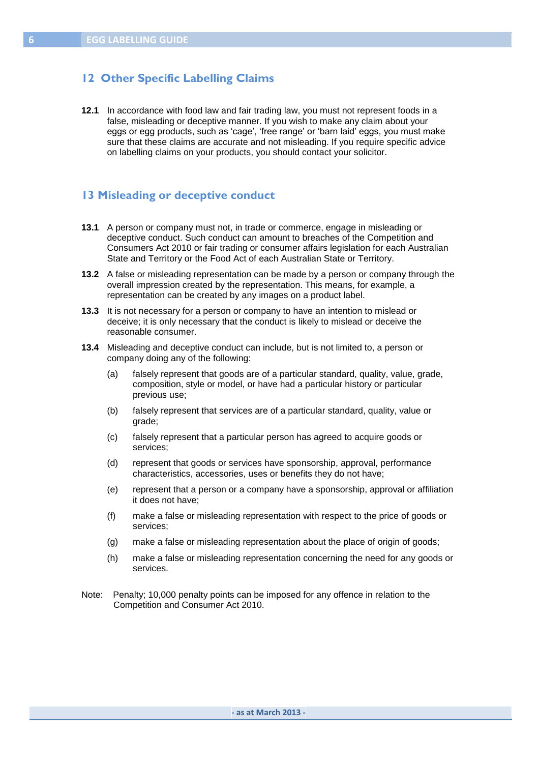## 12 Other Specific Labelling Claims

**12.1** In accordance with food law and fair trading law, you must not represent foods in a false, misleading or deceptive manner. If you wish to make any claim about your eggs or egg products, such as 'cage', 'free range' or 'barn laid' eggs, you must make sure that these claims are accurate and not misleading. If you require specific advice on labelling claims on your products, you should contact your solicitor.

## 13 Misleading or deceptive conduct

**13.1** A person or company must not, in trade or commerce, engage in misleading or deceptive conduct. Such conduct can amount to breaches of the Competition and Consumers Act 2010 or fair trading or consumer affairs legislation for each Australian State and Territory or the Food Act of each Australian State or Territory.

**13.2** A false or misleading representation can be made by a person or company through the overall impression created by the representation. This means, for example, a representation can be created by any images on a product label.

**13.3** It is not necessary for a person or company to have an intention to mislead or deceive; it is only necessary that the conduct is likely to mislead or deceive the reasonable consumer.

**13.4** Misleading and deceptive conduct can include, but is not limited to, a person or company doing any of the following:

(a) falsely represent that goods are of a particular standard, quality, value, grade, composition, style or model, or have had a particular history or particular previous use;

(b) falsely represent that services are of a particular standard, quality, value or grade;

(c) falsely represent that a particular person has agreed to acquire goods or services;

(d) represent that goods or services have sponsorship, approval, performance characteristics, accessories, uses or benefits they do not have;

(e) represent that a person or a company have a sponsorship, approval or affiliation it does not have;

(f) make a false or misleading representation with respect to the price of goods or services;

(g) make a false or misleading representation about the place of origin of goods;

(h) make a false or misleading representation concerning the need for any goods or services.

Note: Penalty; 10,000 penalty points can be imposed for any offence in relation to the Competition and Consumer Act 2010.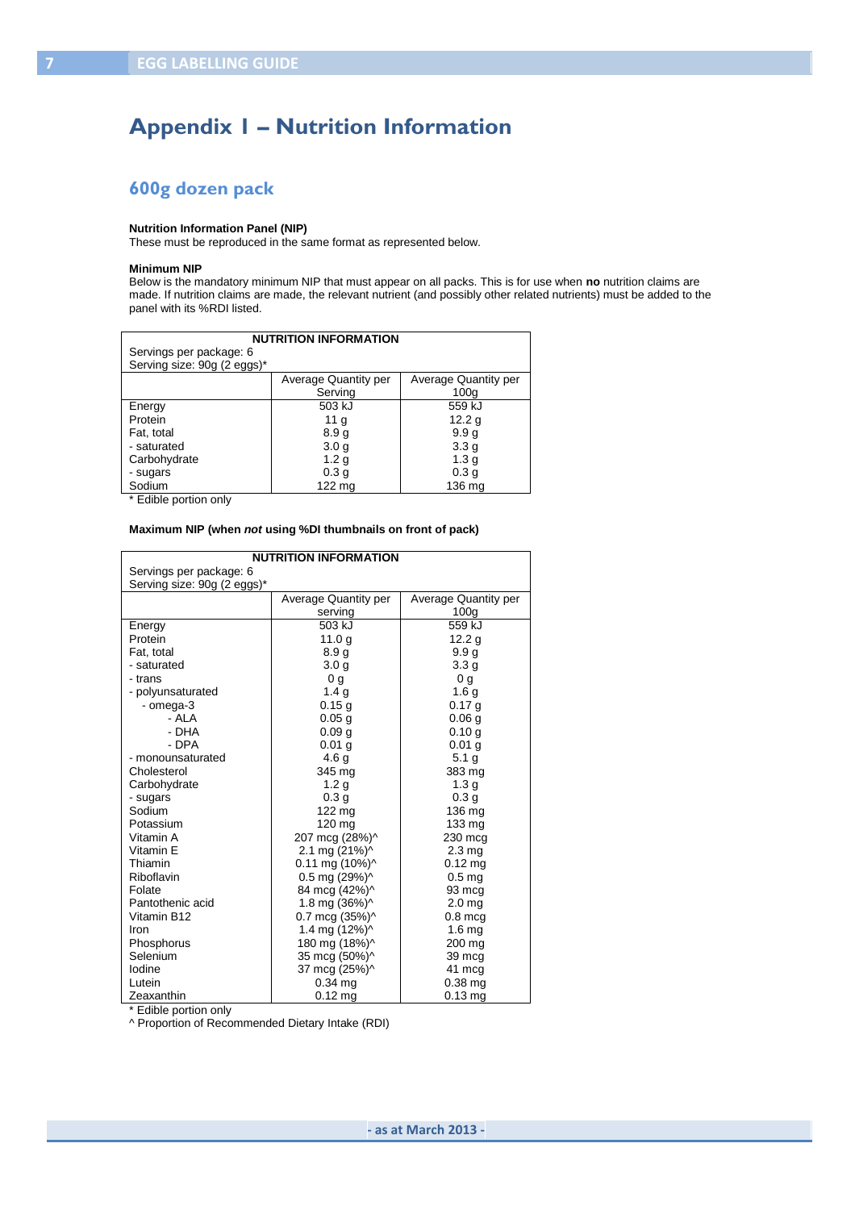# Appendix 1 – Nutrition Information

## 600g dozen pack

**Nutrition Information Panel (NIP)**
These must be reproduced in the same format as represented below.

**Minimum NIP**
Below is the mandatory minimum NIP that must appear on all packs. This is for use when **no** nutrition claims are made. If nutrition claims are made, the relevant nutrient (and possibly other related nutrients) must be added to the panel with its %RDI listed.

| NUTRITION INFORMATION | | |
|---|---|---|
| Servings per package: 6<br>Serving size: 90g (2 eggs)* | | |
| | Average Quantity per Serving | Average Quantity per 100g |
| Energy | 503 kJ | 559 kJ |
| Protein | 11 g | 12.2 g |
| Fat, total | 8.9 g | 9.9 g |
| - saturated | 3.0 g | 3.3 g |
| Carbohydrate | 1.2 g | 1.3 g |
| - sugars | 0.3 g | 0.3 g |
| Sodium | 122 mg | 136 mg |

* Edible portion only

**Maximum NIP (when *not* using %DI thumbnails on front of pack)**

| NUTRITION INFORMATION | | |
|---|---|---|
| Servings per package: 6<br>Serving size: 90g (2 eggs)* | | |
| | Average Quantity per serving | Average Quantity per 100g |
| Energy | 503 kJ | 559 kJ |
| Protein | 11.0 g | 12.2 g |
| Fat, total | 8.9 g | 9.9 g |
| - saturated | 3.0 g | 3.3 g |
| - trans | 0 g | 0 g |
| - polyunsaturated | 1.4 g | 1.6 g |
| - omega-3 | 0.15 g | 0.17 g |
| - ALA | 0.05 g | 0.06 g |
| - DHA | 0.09 g | 0.10 g |
| - DPA | 0.01 g | 0.01 g |
| - monounsaturated | 4.6 g | 5.1 g |
| Cholesterol | 345 mg | 383 mg |
| Carbohydrate | 1.2 g | 1.3 g |
| - sugars | 0.3 g | 0.3 g |
| Sodium | 122 mg | 136 mg |
| Potassium | 120 mg | 133 mg |
| Vitamin A | 207 mcg (28%)^ | 230 mcg |
| Vitamin E | 2.1 mg (21%)^ | 2.3 mg |
| Thiamin | 0.11 mg (10%)^ | 0.12 mg |
| Riboflavin | 0.5 mg (29%)^ | 0.5 mg |
| Folate | 84 mcg (42%)^ | 93 mcg |
| Pantothenic acid | 1.8 mg (36%)^ | 2.0 mg |
| Vitamin B12 | 0.7 mcg (35%)^ | 0.8 mcg |
| Iron | 1.4 mg (12%)^ | 1.6 mg |
| Phosphorus | 180 mg (18%)^ | 200 mg |
| Selenium | 35 mcg (50%)^ | 39 mcg |
| Iodine | 37 mcg (25%)^ | 41 mcg |
| Lutein | 0.34 mg | 0.38 mg |
| Zeaxanthin | 0.12 mg | 0.13 mg |

* Edible portion only
^ Proportion of Recommended Dietary Intake (RDI)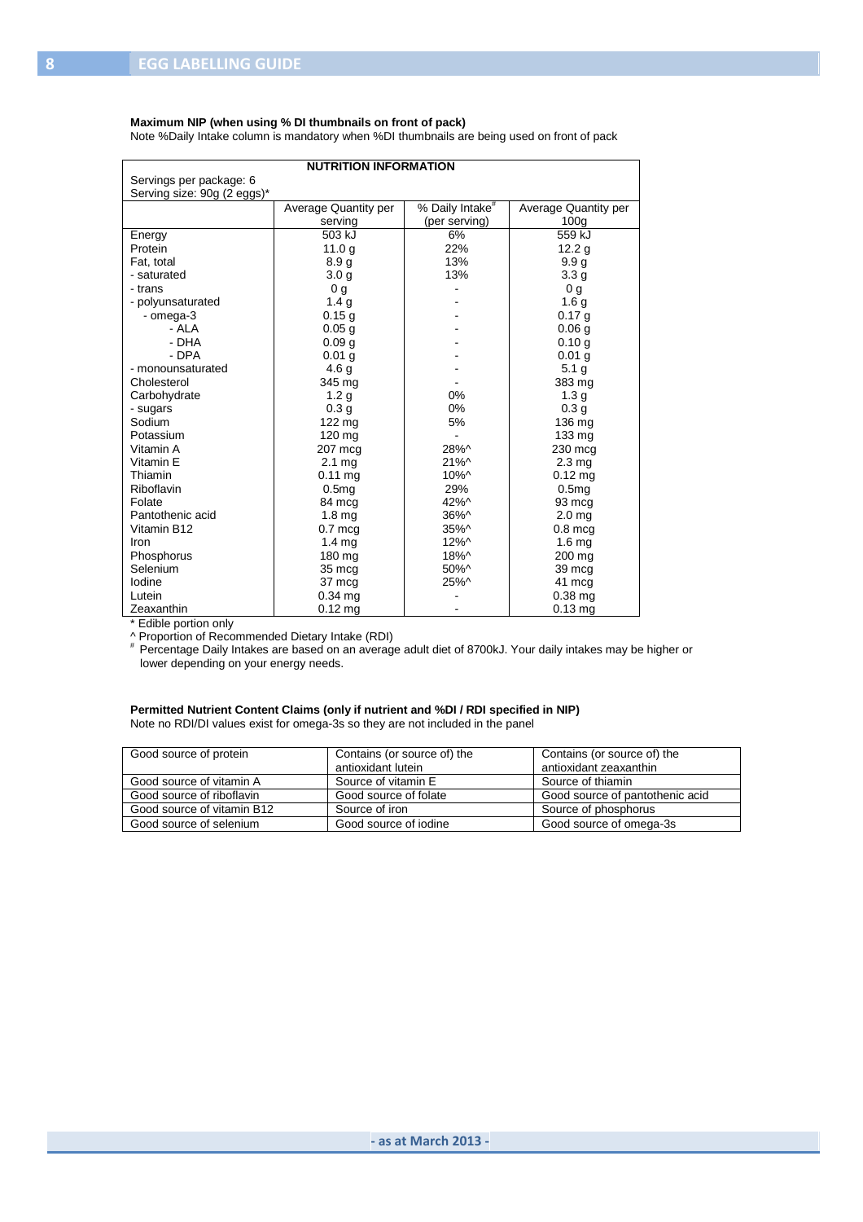**Maximum NIP (when using % DI thumbnails on front of pack)**

Note %Daily Intake column is mandatory when %DI thumbnails are being used on front of pack

| NUTRITION INFORMATION | | | |
|---|---|---|---|
| Servings per package: 6<br>Serving size: 90g (2 eggs)* | | | |
| | Average Quantity per serving | % Daily Intake# (per serving) | Average Quantity per 100g |
| Energy | 503 kJ | 6% | 559 kJ |
| Protein | 11.0 g | 22% | 12.2 g |
| Fat, total | 8.9 g | 13% | 9.9 g |
| - saturated | 3.0 g | 13% | 3.3 g |
| - trans | 0 g | - | 0 g |
| - polyunsaturated | 1.4 g | - | 1.6 g |
| - omega-3 | 0.15 g | - | 0.17 g |
| - ALA | 0.05 g | - | 0.06 g |
| - DHA | 0.09 g | - | 0.10 g |
| - DPA | 0.01 g | - | 0.01 g |
| - monounsaturated | 4.6 g | - | 5.1 g |
| Cholesterol | 345 mg | - | 383 mg |
| Carbohydrate | 1.2 g | 0% | 1.3 g |
| - sugars | 0.3 g | 0% | 0.3 g |
| Sodium | 122 mg | 5% | 136 mg |
| Potassium | 120 mg | - | 133 mg |
| Vitamin A | 207 mcg | 28%^ | 230 mcg |
| Vitamin E | 2.1 mg | 21%^ | 2.3 mg |
| Thiamin | 0.11 mg | 10%^ | 0.12 mg |
| Riboflavin | 0.5mg | 29% | 0.5mg |
| Folate | 84 mcg | 42%^ | 93 mcg |
| Pantothenic acid | 1.8 mg | 36%^ | 2.0 mg |
| Vitamin B12 | 0.7 mcg | 35%^ | 0.8 mcg |
| Iron | 1.4 mg | 12%^ | 1.6 mg |
| Phosphorus | 180 mg | 18%^ | 200 mg |
| Selenium | 35 mcg | 50%^ | 39 mcg |
| Iodine | 37 mcg | 25%^ | 41 mcg |
| Lutein | 0.34 mg | - | 0.38 mg |
| Zeaxanthin | 0.12 mg | - | 0.13 mg |

* Edible portion only

^ Proportion of Recommended Dietary Intake (RDI)

# Percentage Daily Intakes are based on an average adult diet of 8700kJ. Your daily intakes may be higher or lower depending on your energy needs.

**Permitted Nutrient Content Claims (only if nutrient and %DI / RDI specified in NIP)**

Note no RDI/DI values exist for omega-3s so they are not included in the panel

| | | |
|---|---|---|
| Good source of protein | Contains (or source of) the antioxidant lutein | Contains (or source of) the antioxidant zeaxanthin |
| Good source of vitamin A | Source of vitamin E | Source of thiamin |
| Good source of riboflavin | Good source of folate | Good source of pantothenic acid |
| Good source of vitamin B12 | Source of iron | Source of phosphorus |
| Good source of selenium | Good source of iodine | Good source of omega-3s |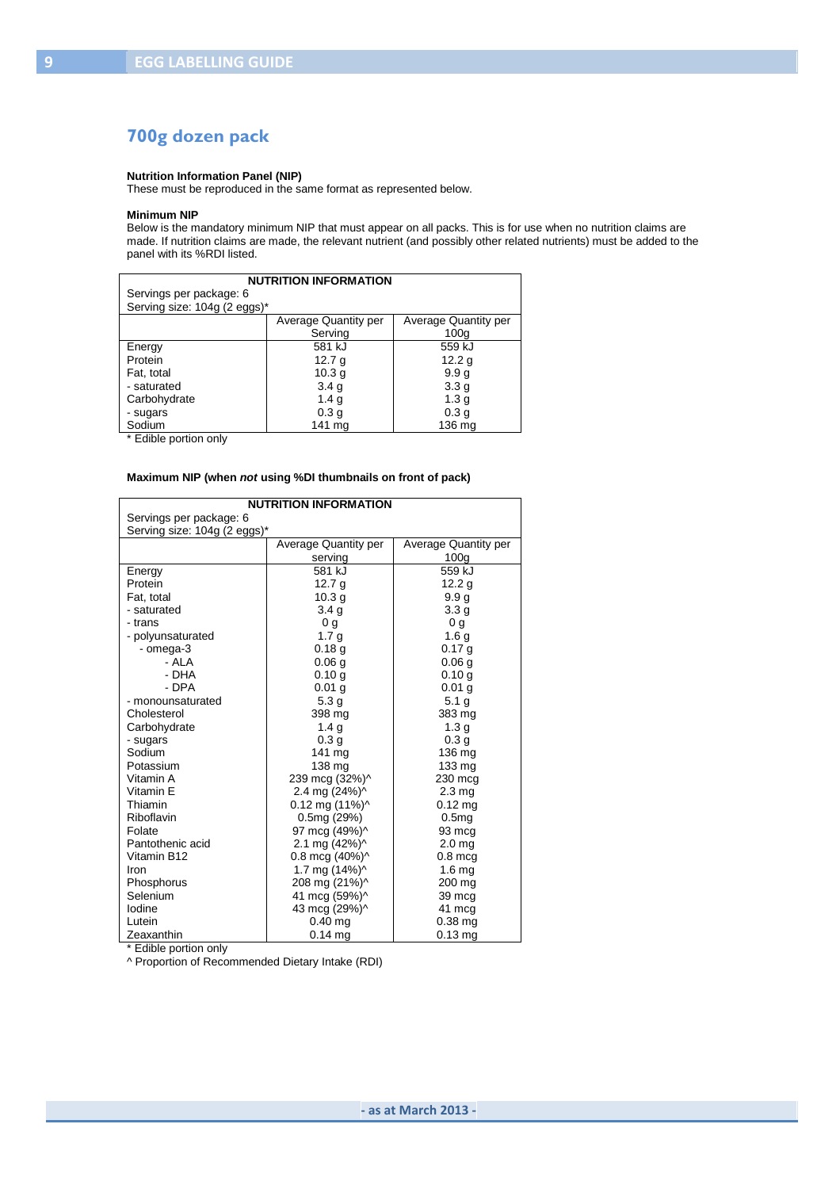## 700g dozen pack

**Nutrition Information Panel (NIP)**
These must be reproduced in the same format as represented below.

**Minimum NIP**
Below is the mandatory minimum NIP that must appear on all packs. This is for use when no nutrition claims are made. If nutrition claims are made, the relevant nutrient (and possibly other related nutrients) must be added to the panel with its %RDI listed.

| **NUTRITION INFORMATION** | | |
|---|---|---|
| Servings per package: 6 | | |
| Serving size: 104g (2 eggs)* | | |
| | Average Quantity per Serving | Average Quantity per 100g |
| Energy | 581 kJ | 559 kJ |
| Protein | 12.7 g | 12.2 g |
| Fat, total | 10.3 g | 9.9 g |
| - saturated | 3.4 g | 3.3 g |
| Carbohydrate | 1.4 g | 1.3 g |
| - sugars | 0.3 g | 0.3 g |
| Sodium | 141 mg | 136 mg |

* Edible portion only

**Maximum NIP (when *not* using %DI thumbnails on front of pack)**

| **NUTRITION INFORMATION** | | |
|---|---|---|
| Servings per package: 6 | | |
| Serving size: 104g (2 eggs)* | | |
| | Average Quantity per serving | Average Quantity per 100g |
| Energy | 581 kJ | 559 kJ |
| Protein | 12.7 g | 12.2 g |
| Fat, total | 10.3 g | 9.9 g |
| - saturated | 3.4 g | 3.3 g |
| - trans | 0 g | 0 g |
| - polyunsaturated | 1.7 g | 1.6 g |
| - omega-3 | 0.18 g | 0.17 g |
| - ALA | 0.06 g | 0.06 g |
| - DHA | 0.10 g | 0.10 g |
| - DPA | 0.01 g | 0.01 g |
| - monounsaturated | 5.3 g | 5.1 g |
| Cholesterol | 398 mg | 383 mg |
| Carbohydrate | 1.4 g | 1.3 g |
| - sugars | 0.3 g | 0.3 g |
| Sodium | 141 mg | 136 mg |
| Potassium | 138 mg | 133 mg |
| Vitamin A | 239 mcg (32%)^ | 230 mcg |
| Vitamin E | 2.4 mg (24%)^ | 2.3 mg |
| Thiamin | 0.12 mg (11%)^ | 0.12 mg |
| Riboflavin | 0.5mg (29%) | 0.5mg |
| Folate | 97 mcg (49%)^ | 93 mcg |
| Pantothenic acid | 2.1 mg (42%)^ | 2.0 mg |
| Vitamin B12 | 0.8 mcg (40%)^ | 0.8 mcg |
| Iron | 1.7 mg (14%)^ | 1.6 mg |
| Phosphorus | 208 mg (21%)^ | 200 mg |
| Selenium | 41 mcg (59%)^ | 39 mcg |
| Iodine | 43 mcg (29%)^ | 41 mcg |
| Lutein | 0.40 mg | 0.38 mg |
| Zeaxanthin | 0.14 mg | 0.13 mg |

* Edible portion only
^ Proportion of Recommended Dietary Intake (RDI)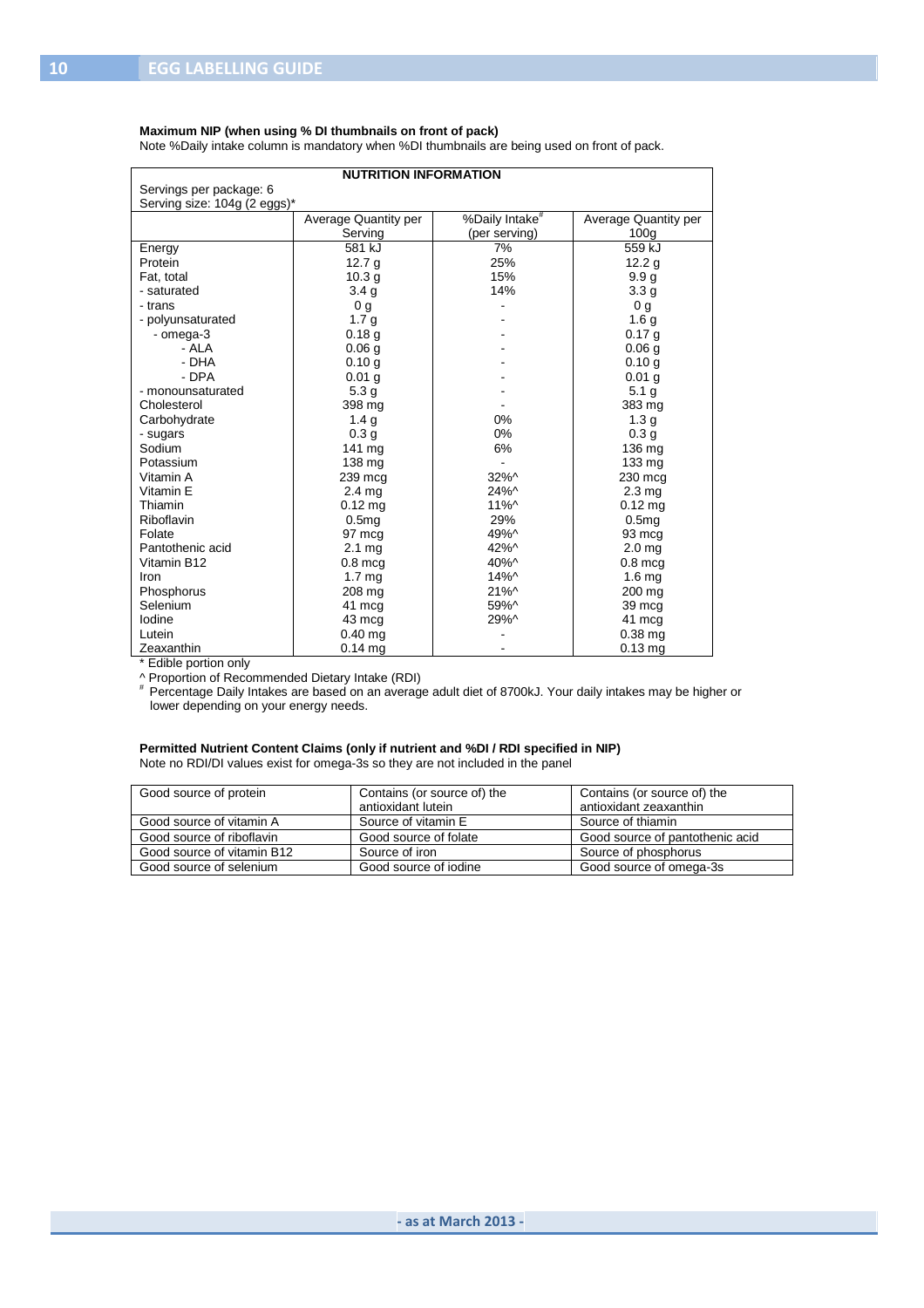**Maximum NIP (when using % DI thumbnails on front of pack)**

Note %Daily intake column is mandatory when %DI thumbnails are being used on front of pack.

| NUTRITION INFORMATION | | | |
|---|---|---|---|
| Servings per package: 6<br>Serving size: 104g (2 eggs)* | | | |
| | Average Quantity per Serving | %Daily Intake[#] (per serving) | Average Quantity per 100g |
| Energy | 581 kJ | 7% | 559 kJ |
| Protein | 12.7 g | 25% | 12.2 g |
| Fat, total | 10.3 g | 15% | 9.9 g |
| - saturated | 3.4 g | 14% | 3.3 g |
| - trans | 0 g | - | 0 g |
| - polyunsaturated | 1.7 g | - | 1.6 g |
| - omega-3 | 0.18 g | - | 0.17 g |
| - ALA | 0.06 g | - | 0.06 g |
| - DHA | 0.10 g | - | 0.10 g |
| - DPA | 0.01 g | - | 0.01 g |
| - monounsaturated | 5.3 g | - | 5.1 g |
| Cholesterol | 398 mg | - | 383 mg |
| Carbohydrate | 1.4 g | 0% | 1.3 g |
| - sugars | 0.3 g | 0% | 0.3 g |
| Sodium | 141 mg | 6% | 136 mg |
| Potassium | 138 mg | - | 133 mg |
| Vitamin A | 239 mcg | 32%^ | 230 mcg |
| Vitamin E | 2.4 mg | 24%^ | 2.3 mg |
| Thiamin | 0.12 mg | 11%^ | 0.12 mg |
| Riboflavin | 0.5mg | 29% | 0.5mg |
| Folate | 97 mcg | 49%^ | 93 mcg |
| Pantothenic acid | 2.1 mg | 42%^ | 2.0 mg |
| Vitamin B12 | 0.8 mcg | 40%^ | 0.8 mcg |
| Iron | 1.7 mg | 14%^ | 1.6 mg |
| Phosphorus | 208 mg | 21%^ | 200 mg |
| Selenium | 41 mcg | 59%^ | 39 mcg |
| Iodine | 43 mcg | 29%^ | 41 mcg |
| Lutein | 0.40 mg | - | 0.38 mg |
| Zeaxanthin | 0.14 mg | - | 0.13 mg |

* Edible portion only

^ Proportion of Recommended Dietary Intake (RDI)

[#] Percentage Daily Intakes are based on an average adult diet of 8700kJ. Your daily intakes may be higher or lower depending on your energy needs.

**Permitted Nutrient Content Claims (only if nutrient and %DI / RDI specified in NIP)**

Note no RDI/DI values exist for omega-3s so they are not included in the panel

| | | |
|---|---|---|
| Good source of protein | Contains (or source of) the antioxidant lutein | Contains (or source of) the antioxidant zeaxanthin |
| Good source of vitamin A | Source of vitamin E | Source of thiamin |
| Good source of riboflavin | Good source of folate | Good source of pantothenic acid |
| Good source of vitamin B12 | Source of iron | Source of phosphorus |
| Good source of selenium | Good source of iodine | Good source of omega-3s |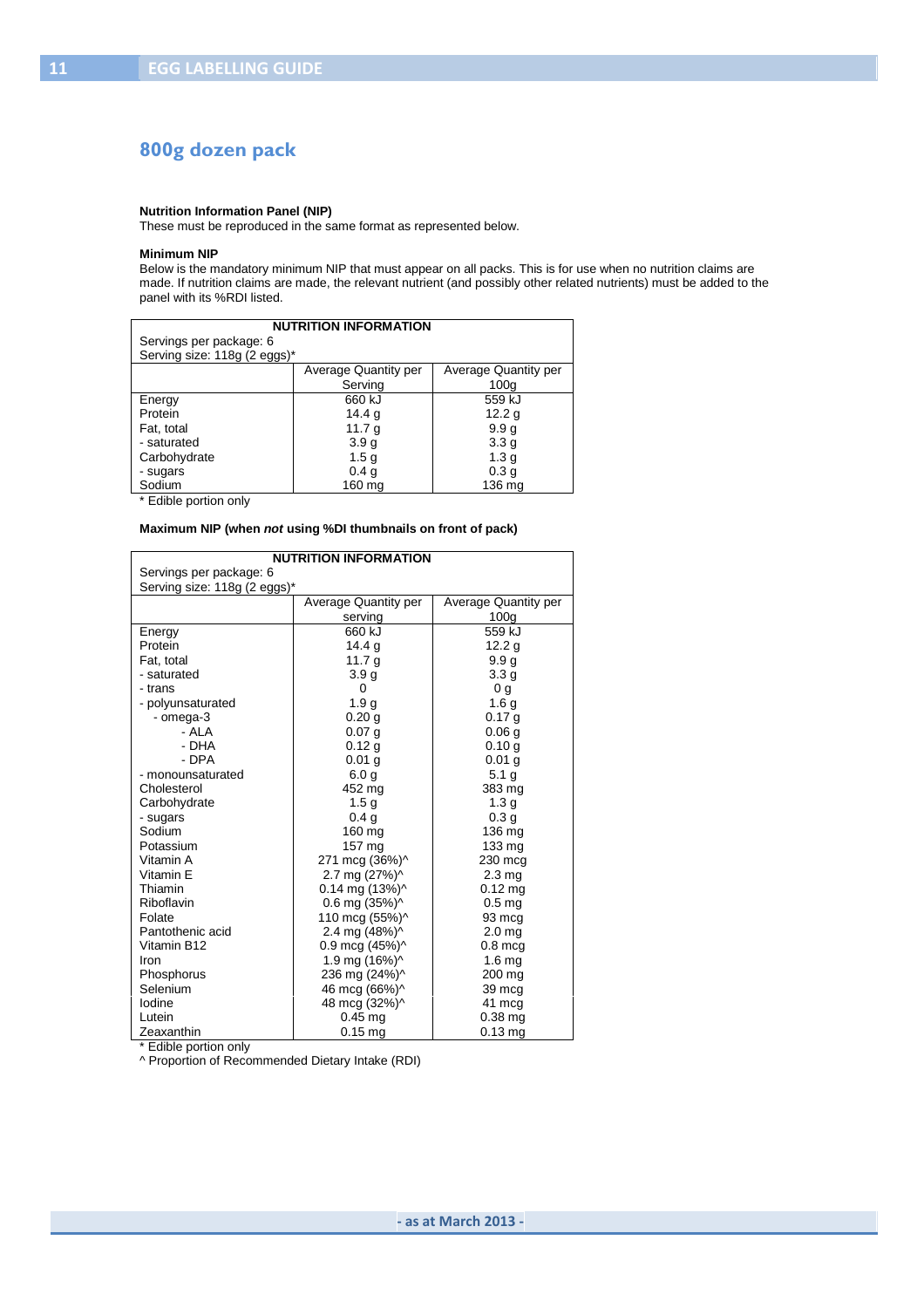## 800g dozen pack

**Nutrition Information Panel (NIP)**
These must be reproduced in the same format as represented below.

**Minimum NIP**
Below is the mandatory minimum NIP that must appear on all packs. This is for use when no nutrition claims are made. If nutrition claims are made, the relevant nutrient (and possibly other related nutrients) must be added to the panel with its %RDI listed.

| NUTRITION INFORMATION | | |
|---|---|---|
| Servings per package: 6 | | |
| Serving size: 118g (2 eggs)* | | |
| | Average Quantity per Serving | Average Quantity per 100g |
| Energy | 660 kJ | 559 kJ |
| Protein | 14.4 g | 12.2 g |
| Fat, total | 11.7 g | 9.9 g |
| - saturated | 3.9 g | 3.3 g |
| Carbohydrate | 1.5 g | 1.3 g |
| - sugars | 0.4 g | 0.3 g |
| Sodium | 160 mg | 136 mg |

* Edible portion only

**Maximum NIP (when *not* using %DI thumbnails on front of pack)**

| NUTRITION INFORMATION | | |
|---|---|---|
| Servings per package: 6 | | |
| Serving size: 118g (2 eggs)* | | |
| | Average Quantity per serving | Average Quantity per 100g |
| Energy | 660 kJ | 559 kJ |
| Protein | 14.4 g | 12.2 g |
| Fat, total | 11.7 g | 9.9 g |
| - saturated | 3.9 g | 3.3 g |
| - trans | 0 | 0 g |
| - polyunsaturated | 1.9 g | 1.6 g |
| - omega-3 | 0.20 g | 0.17 g |
| - ALA | 0.07 g | 0.06 g |
| - DHA | 0.12 g | 0.10 g |
| - DPA | 0.01 g | 0.01 g |
| - monounsaturated | 6.0 g | 5.1 g |
| Cholesterol | 452 mg | 383 mg |
| Carbohydrate | 1.5 g | 1.3 g |
| - sugars | 0.4 g | 0.3 g |
| Sodium | 160 mg | 136 mg |
| Potassium | 157 mg | 133 mg |
| Vitamin A | 271 mcg (36%)^ | 230 mcg |
| Vitamin E | 2.7 mg (27%)^ | 2.3 mg |
| Thiamin | 0.14 mg (13%)^ | 0.12 mg |
| Riboflavin | 0.6 mg (35%)^ | 0.5 mg |
| Folate | 110 mcg (55%)^ | 93 mcg |
| Pantothenic acid | 2.4 mg (48%)^ | 2.0 mg |
| Vitamin B12 | 0.9 mcg (45%)^ | 0.8 mcg |
| Iron | 1.9 mg (16%)^ | 1.6 mg |
| Phosphorus | 236 mg (24%)^ | 200 mg |
| Selenium | 46 mcg (66%)^ | 39 mcg |
| Iodine | 48 mcg (32%)^ | 41 mcg |
| Lutein | 0.45 mg | 0.38 mg |
| Zeaxanthin | 0.15 mg | 0.13 mg |

* Edible portion only
^ Proportion of Recommended Dietary Intake (RDI)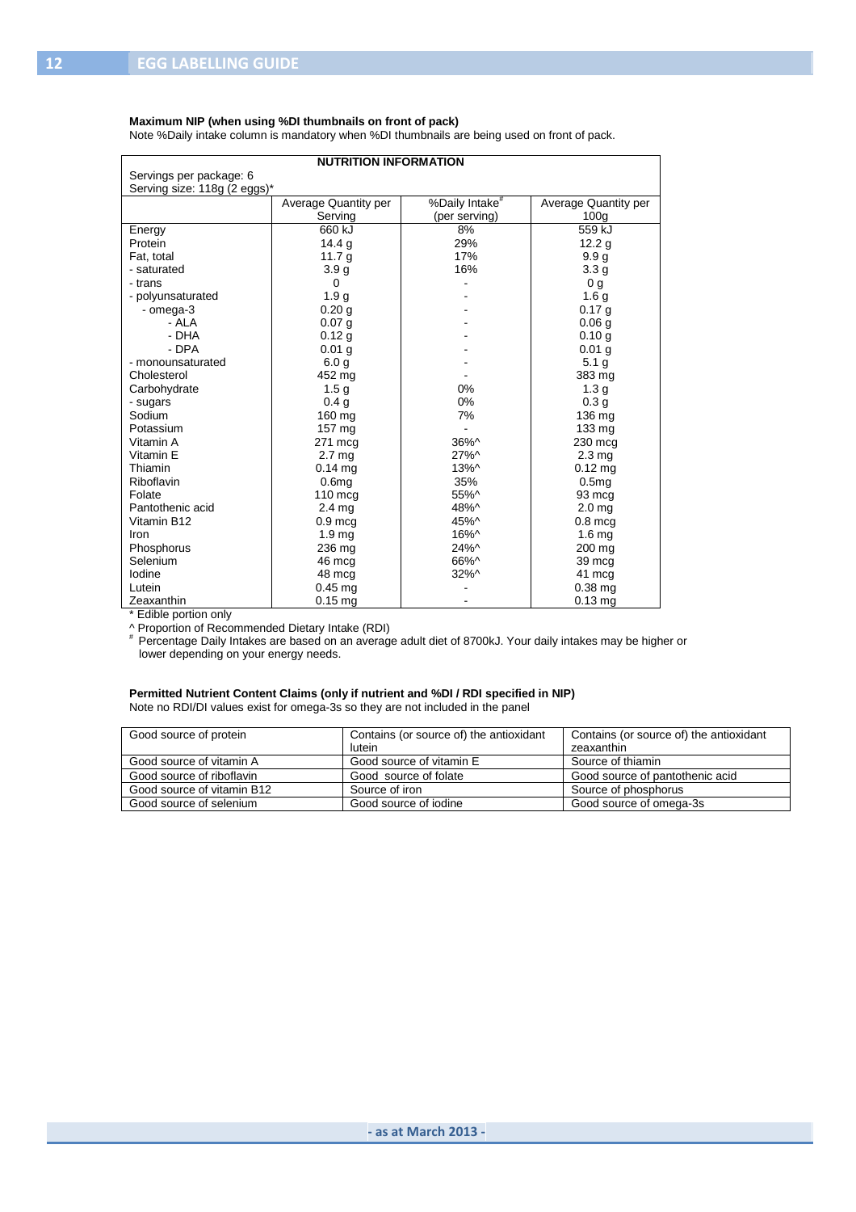**Maximum NIP (when using %DI thumbnails on front of pack)**

Note %Daily intake column is mandatory when %DI thumbnails are being used on front of pack.

| NUTRITION INFORMATION | | | |
|---|---|---|---|
| Servings per package: 6<br>Serving size: 118g (2 eggs)* | | | |
| | Average Quantity per Serving | %Daily Intake# (per serving) | Average Quantity per 100g |
| Energy | 660 kJ | 8% | 559 kJ |
| Protein | 14.4 g | 29% | 12.2 g |
| Fat, total | 11.7 g | 17% | 9.9 g |
| - saturated | 3.9 g | 16% | 3.3 g |
| - trans | 0 | - | 0 g |
| - polyunsaturated | 1.9 g | - | 1.6 g |
| - omega-3 | 0.20 g | - | 0.17 g |
| - ALA | 0.07 g | - | 0.06 g |
| - DHA | 0.12 g | - | 0.10 g |
| - DPA | 0.01 g | - | 0.01 g |
| - monounsaturated | 6.0 g | - | 5.1 g |
| Cholesterol | 452 mg | - | 383 mg |
| Carbohydrate | 1.5 g | 0% | 1.3 g |
| - sugars | 0.4 g | 0% | 0.3 g |
| Sodium | 160 mg | 7% | 136 mg |
| Potassium | 157 mg | - | 133 mg |
| Vitamin A | 271 mcg | 36%^ | 230 mcg |
| Vitamin E | 2.7 mg | 27%^ | 2.3 mg |
| Thiamin | 0.14 mg | 13%^ | 0.12 mg |
| Riboflavin | 0.6mg | 35% | 0.5mg |
| Folate | 110 mcg | 55%^ | 93 mcg |
| Pantothenic acid | 2.4 mg | 48%^ | 2.0 mg |
| Vitamin B12 | 0.9 mcg | 45%^ | 0.8 mcg |
| Iron | 1.9 mg | 16%^ | 1.6 mg |
| Phosphorus | 236 mg | 24%^ | 200 mg |
| Selenium | 46 mcg | 66%^ | 39 mcg |
| Iodine | 48 mcg | 32%^ | 41 mcg |
| Lutein | 0.45 mg | - | 0.38 mg |
| Zeaxanthin | 0.15 mg | - | 0.13 mg |

\* Edible portion only

^ Proportion of Recommended Dietary Intake (RDI)

\# Percentage Daily Intakes are based on an average adult diet of 8700kJ. Your daily intakes may be higher or lower depending on your energy needs.

**Permitted Nutrient Content Claims (only if nutrient and %DI / RDI specified in NIP)**

Note no RDI/DI values exist for omega-3s so they are not included in the panel

| | | |
|---|---|---|
| Good source of protein | Contains (or source of) the antioxidant lutein | Contains (or source of) the antioxidant zeaxanthin |
| Good source of vitamin A | Good source of vitamin E | Source of thiamin |
| Good source of riboflavin | Good source of folate | Good source of pantothenic acid |
| Good source of vitamin B12 | Source of iron | Source of phosphorus |
| Good source of selenium | Good source of iodine | Good source of omega-3s |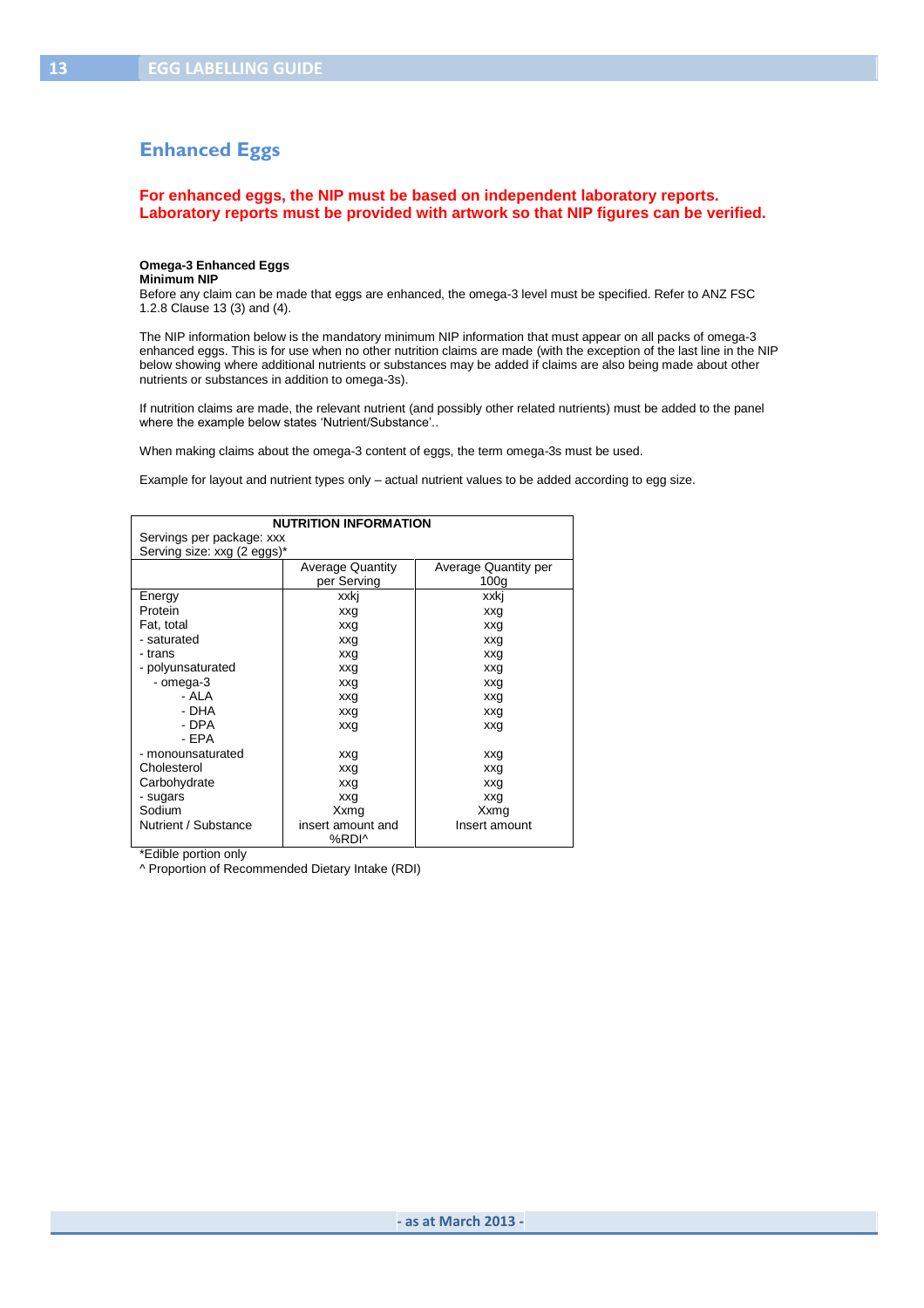## Enhanced Eggs

**For enhanced eggs, the NIP must be based on independent laboratory reports. Laboratory reports must be provided with artwork so that NIP figures can be verified.**

**Omega-3 Enhanced Eggs**
**Minimum NIP**

Before any claim can be made that eggs are enhanced, the omega-3 level must be specified. Refer to ANZ FSC 1.2.8 Clause 13 (3) and (4).

The NIP information below is the mandatory minimum NIP information that must appear on all packs of omega-3 enhanced eggs. This is for use when no other nutrition claims are made (with the exception of the last line in the NIP below showing where additional nutrients or substances may be added if claims are also being made about other nutrients or substances in addition to omega-3s).

If nutrition claims are made, the relevant nutrient (and possibly other related nutrients) must be added to the panel where the example below states 'Nutrient/Substance'..

When making claims about the omega-3 content of eggs, the term omega-3s must be used.

Example for layout and nutrient types only – actual nutrient values to be added according to egg size.

**NUTRITION INFORMATION**
Servings per package: xxx
Serving size: xxg (2 eggs)*

| | Average Quantity per Serving | Average Quantity per 100g |
|---|---|---|
| Energy | xxkj | xxkj |
| Protein | xxg | xxg |
| Fat, total | xxg | xxg |
| - saturated | xxg | xxg |
| - trans | xxg | xxg |
| - polyunsaturated | xxg | xxg |
| - omega-3 | xxg | xxg |
| - ALA | xxg | xxg |
| - DHA | xxg | xxg |
| - DPA | xxg | xxg |
| - EPA | | |
| - monounsaturated | xxg | xxg |
| Cholesterol | xxg | xxg |
| Carbohydrate | xxg | xxg |
| - sugars | xxg | xxg |
| Sodium | Xxmg | Xxmg |
| Nutrient / Substance | insert amount and %RDI^ | Insert amount |

*Edible portion only
^ Proportion of Recommended Dietary Intake (RDI)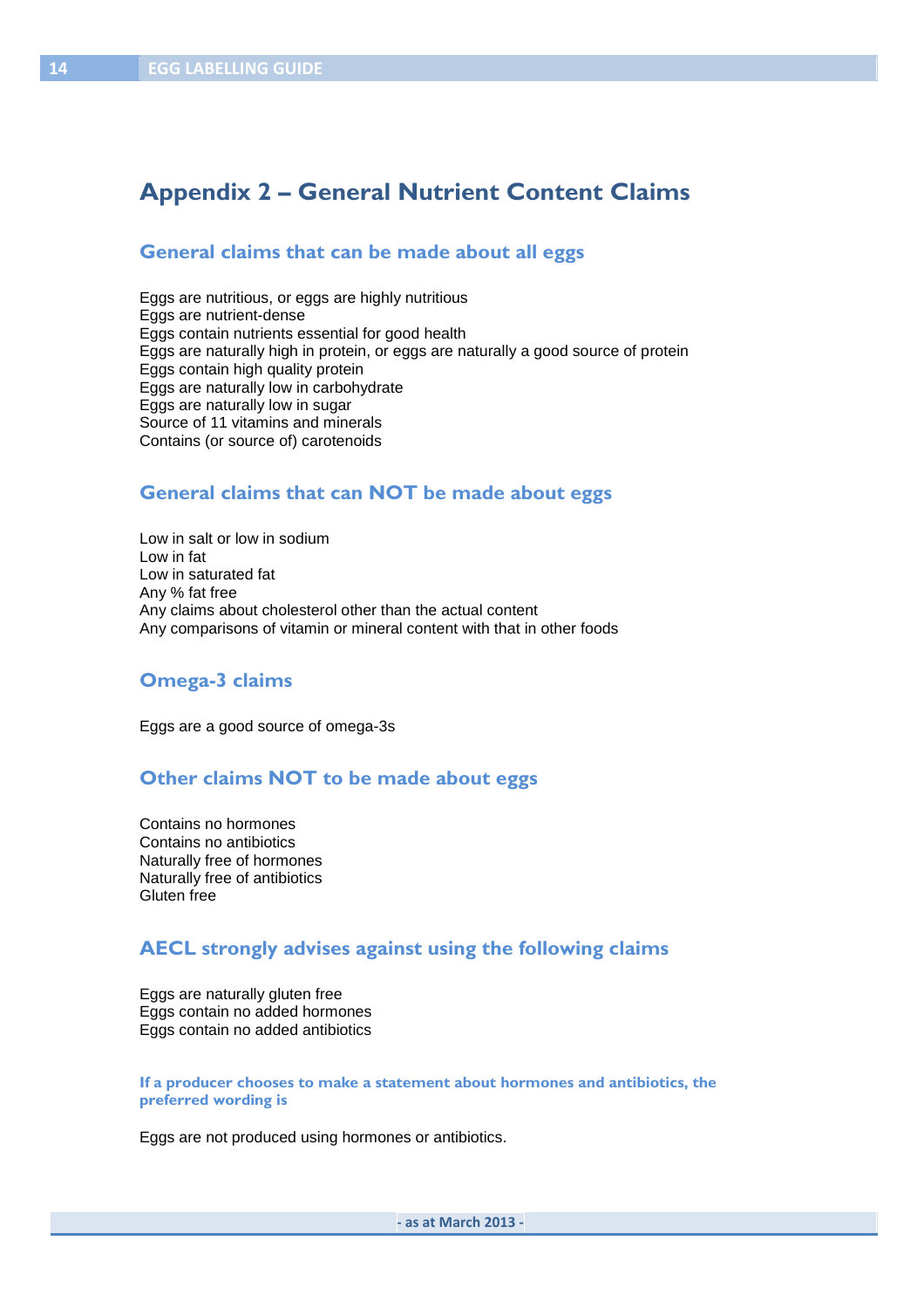## Appendix 2 – General Nutrient Content Claims

### General claims that can be made about all eggs

Eggs are nutritious, or eggs are highly nutritious
Eggs are nutrient-dense
Eggs contain nutrients essential for good health
Eggs are naturally high in protein, or eggs are naturally a good source of protein
Eggs contain high quality protein
Eggs are naturally low in carbohydrate
Eggs are naturally low in sugar
Source of 11 vitamins and minerals
Contains (or source of) carotenoids

### General claims that can NOT be made about eggs

Low in salt or low in sodium
Low in fat
Low in saturated fat
Any % fat free
Any claims about cholesterol other than the actual content
Any comparisons of vitamin or mineral content with that in other foods

### Omega-3 claims

Eggs are a good source of omega-3s

### Other claims NOT to be made about eggs

Contains no hormones
Contains no antibiotics
Naturally free of hormones
Naturally free of antibiotics
Gluten free

### AECL strongly advises against using the following claims

Eggs are naturally gluten free
Eggs contain no added hormones
Eggs contain no added antibiotics

**If a producer chooses to make a statement about hormones and antibiotics, the preferred wording is**

Eggs are not produced using hormones or antibiotics.

- as at March 2013 -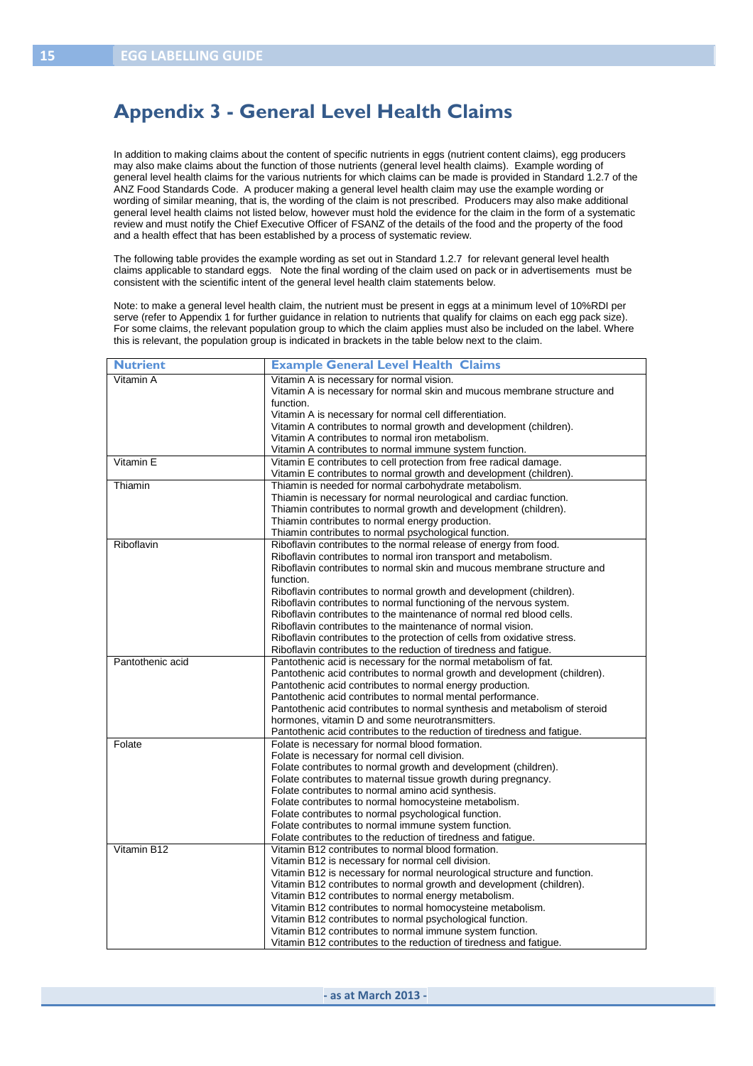# Appendix 3 - General Level Health Claims

In addition to making claims about the content of specific nutrients in eggs (nutrient content claims), egg producers may also make claims about the function of those nutrients (general level health claims). Example wording of general level health claims for the various nutrients for which claims can be made is provided in Standard 1.2.7 of the ANZ Food Standards Code. A producer making a general level health claim may use the example wording or wording of similar meaning, that is, the wording of the claim is not prescribed. Producers may also make additional general level health claims not listed below, however must hold the evidence for the claim in the form of a systematic review and must notify the Chief Executive Officer of FSANZ of the details of the food and the property of the food and a health effect that has been established by a process of systematic review.

The following table provides the example wording as set out in Standard 1.2.7 for relevant general level health claims applicable to standard eggs. Note the final wording of the claim used on pack or in advertisements must be consistent with the scientific intent of the general level health claim statements below.

Note: to make a general level health claim, the nutrient must be present in eggs at a minimum level of 10%RDI per serve (refer to Appendix 1 for further guidance in relation to nutrients that qualify for claims on each egg pack size). For some claims, the relevant population group to which the claim applies must also be included on the label. Where this is relevant, the population group is indicated in brackets in the table below next to the claim.

| Nutrient | Example General Level Health Claims |
|---|---|
| Vitamin A | Vitamin A is necessary for normal vision.<br>Vitamin A is necessary for normal skin and mucous membrane structure and function.<br>Vitamin A is necessary for normal cell differentiation.<br>Vitamin A contributes to normal growth and development (children).<br>Vitamin A contributes to normal iron metabolism.<br>Vitamin A contributes to normal immune system function. |
| Vitamin E | Vitamin E contributes to cell protection from free radical damage.<br>Vitamin E contributes to normal growth and development (children). |
| Thiamin | Thiamin is needed for normal carbohydrate metabolism.<br>Thiamin is necessary for normal neurological and cardiac function.<br>Thiamin contributes to normal growth and development (children).<br>Thiamin contributes to normal energy production.<br>Thiamin contributes to normal psychological function. |
| Riboflavin | Riboflavin contributes to the normal release of energy from food.<br>Riboflavin contributes to normal iron transport and metabolism.<br>Riboflavin contributes to normal skin and mucous membrane structure and function.<br>Riboflavin contributes to normal growth and development (children).<br>Riboflavin contributes to normal functioning of the nervous system.<br>Riboflavin contributes to the maintenance of normal red blood cells.<br>Riboflavin contributes to the maintenance of normal vision.<br>Riboflavin contributes to the protection of cells from oxidative stress.<br>Riboflavin contributes to the reduction of tiredness and fatigue. |
| Pantothenic acid | Pantothenic acid is necessary for the normal metabolism of fat.<br>Pantothenic acid contributes to normal growth and development (children).<br>Pantothenic acid contributes to normal energy production.<br>Pantothenic acid contributes to normal mental performance.<br>Pantothenic acid contributes to normal synthesis and metabolism of steroid hormones, vitamin D and some neurotransmitters.<br>Pantothenic acid contributes to the reduction of tiredness and fatigue. |
| Folate | Folate is necessary for normal blood formation.<br>Folate is necessary for normal cell division.<br>Folate contributes to normal growth and development (children).<br>Folate contributes to maternal tissue growth during pregnancy.<br>Folate contributes to normal amino acid synthesis.<br>Folate contributes to normal homocysteine metabolism.<br>Folate contributes to normal psychological function.<br>Folate contributes to normal immune system function.<br>Folate contributes to the reduction of tiredness and fatigue. |
| Vitamin B12 | Vitamin B12 contributes to normal blood formation.<br>Vitamin B12 is necessary for normal cell division.<br>Vitamin B12 is necessary for normal neurological structure and function.<br>Vitamin B12 contributes to normal growth and development (children).<br>Vitamin B12 contributes to normal energy metabolism.<br>Vitamin B12 contributes to normal homocysteine metabolism.<br>Vitamin B12 contributes to normal psychological function.<br>Vitamin B12 contributes to normal immune system function.<br>Vitamin B12 contributes to the reduction of tiredness and fatigue. |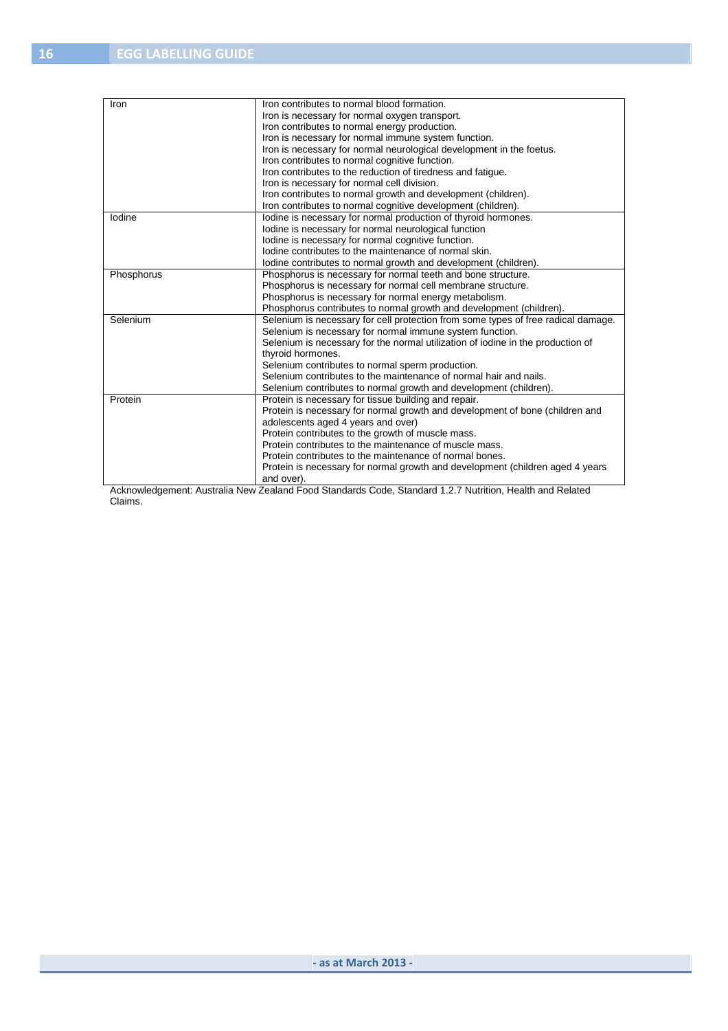| | |
|---|---|
| Iron | Iron contributes to normal blood formation.<br>Iron is necessary for normal oxygen transport.<br>Iron contributes to normal energy production.<br>Iron is necessary for normal immune system function.<br>Iron is necessary for normal neurological development in the foetus.<br>Iron contributes to normal cognitive function.<br>Iron contributes to the reduction of tiredness and fatigue.<br>Iron is necessary for normal cell division.<br>Iron contributes to normal growth and development (children).<br>Iron contributes to normal cognitive development (children). |
| Iodine | Iodine is necessary for normal production of thyroid hormones.<br>Iodine is necessary for normal neurological function<br>Iodine is necessary for normal cognitive function.<br>Iodine contributes to the maintenance of normal skin.<br>Iodine contributes to normal growth and development (children). |
| Phosphorus | Phosphorus is necessary for normal teeth and bone structure.<br>Phosphorus is necessary for normal cell membrane structure.<br>Phosphorus is necessary for normal energy metabolism.<br>Phosphorus contributes to normal growth and development (children). |
| Selenium | Selenium is necessary for cell protection from some types of free radical damage.<br>Selenium is necessary for normal immune system function.<br>Selenium is necessary for the normal utilization of iodine in the production of thyroid hormones.<br>Selenium contributes to normal sperm production.<br>Selenium contributes to the maintenance of normal hair and nails.<br>Selenium contributes to normal growth and development (children). |
| Protein | Protein is necessary for tissue building and repair.<br>Protein is necessary for normal growth and development of bone (children and adolescents aged 4 years and over)<br>Protein contributes to the growth of muscle mass.<br>Protein contributes to the maintenance of muscle mass.<br>Protein contributes to the maintenance of normal bones.<br>Protein is necessary for normal growth and development (children aged 4 years and over). |

Acknowledgement: Australia New Zealand Food Standards Code, Standard 1.2.7 Nutrition, Health and Related Claims.